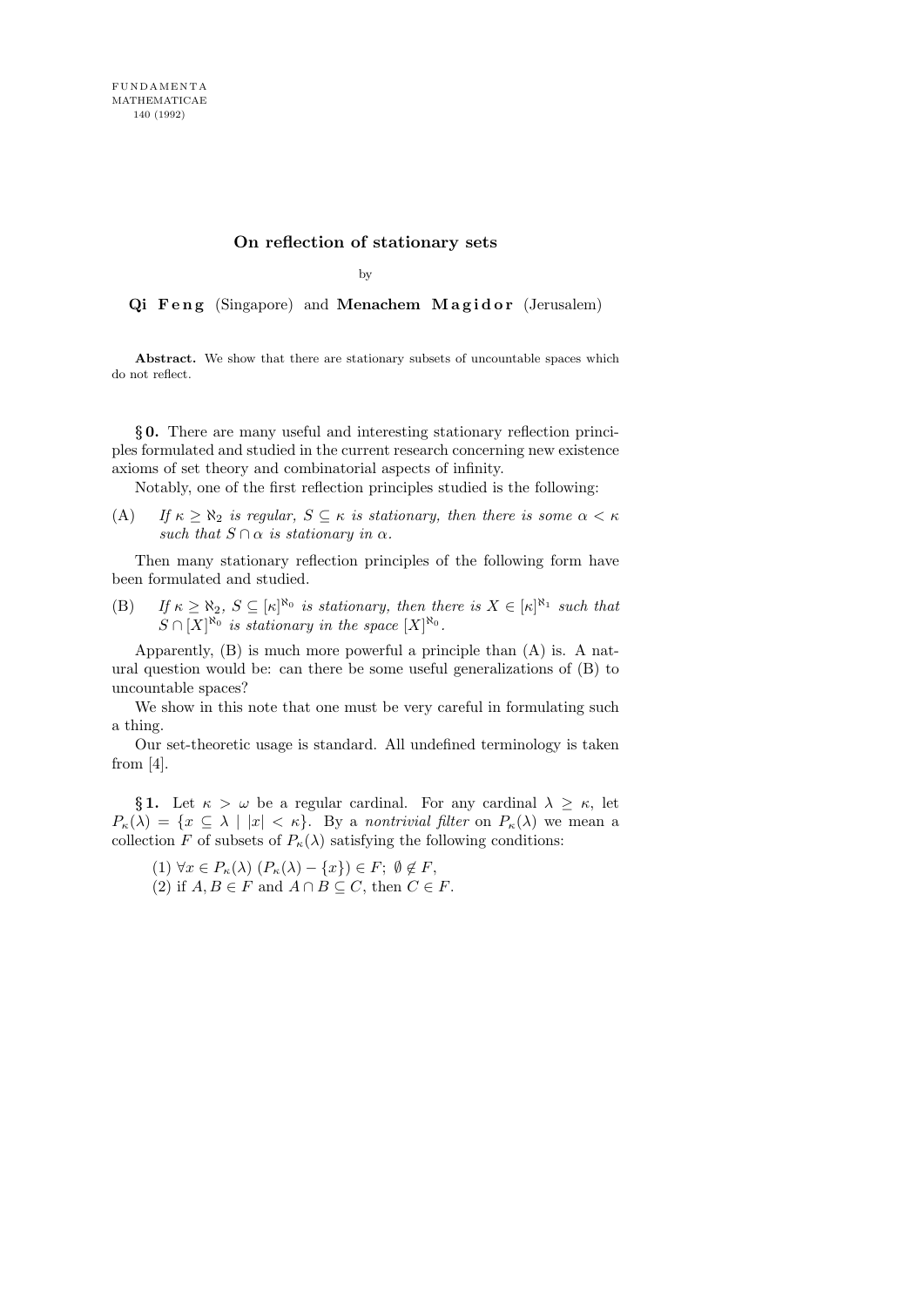# On reflection of stationary sets

by

**Qi Feng** (Singapore) and **Menachem Magidor** (Jerusalem)

**Abstract.** We show that there are stationary subsets of uncountable spaces which do not reflect.

**§0.** There are many useful and interesting stationary reflection principles formulated and studied in the current research concerning new existence axioms of set theory and combinatorial aspects of infinity.

Notably, one of the first reflection principles studied is the following:

(A) *If $\kappa \geq \aleph_2$ is regular, $S \subseteq \kappa$ is stationary, then there is some $\alpha < \kappa$ such that $S \cap \alpha$ is stationary in $\alpha$.*

Then many stationary reflection principles of the following form have been formulated and studied.

(B) *If $\kappa \geq \aleph_2$, $S \subseteq [\kappa]^{\aleph_0}$ is stationary, then there is $X \in [\kappa]^{\aleph_1}$ such that $S \cap [X]^{\aleph_0}$ is stationary in the space $[X]^{\aleph_0}$.*

Apparently, (B) is much more powerful a principle than (A) is. A natural question would be: can there be some useful generalizations of (B) to uncountable spaces?

We show in this note that one must be very careful in formulating such a thing.

Our set-theoretic usage is standard. All undefined terminology is taken from [4].

**§1.** Let $\kappa > \omega$ be a regular cardinal. For any cardinal $\lambda \geq \kappa$, let $P_\kappa(\lambda) = \{x \subseteq \lambda \mid |x| < \kappa\}$. By a *nontrivial filter* on $P_\kappa(\lambda)$ we mean a collection $F$ of subsets of $P_\kappa(\lambda)$ satisfying the following conditions:

(1) $\forall x \in P_\kappa(\lambda)$ $(P_\kappa(\lambda) - \{x\}) \in F$; $\emptyset \notin F$,

(2) if $A, B \in F$ and $A \cap B \subseteq C$, then $C \in F$.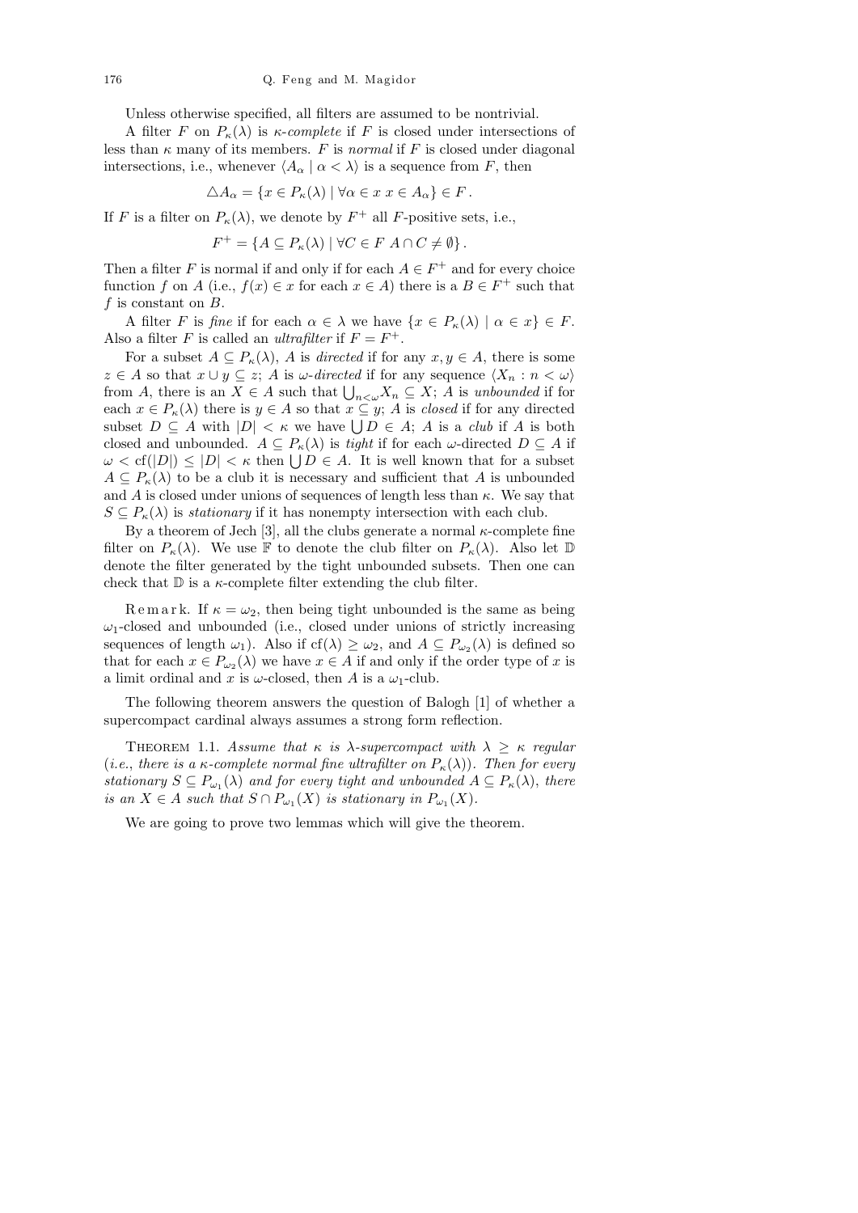Unless otherwise specified, all filters are assumed to be nontrivial.

A filter $F$ on $P_\kappa(\lambda)$ is *$\kappa$-complete* if $F$ is closed under intersections of less than $\kappa$ many of its members. $F$ is *normal* if $F$ is closed under diagonal intersections, i.e., whenever $\langle A_\alpha \mid \alpha < \lambda \rangle$ is a sequence from $F$, then

$$\triangle A_\alpha = \{x \in P_\kappa(\lambda) \mid \forall \alpha \in x \; x \in A_\alpha\} \in F \,.$$

If $F$ is a filter on $P_\kappa(\lambda)$, we denote by $F^+$ all $F$-positive sets, i.e.,

$$F^+ = \{A \subseteq P_\kappa(\lambda) \mid \forall C \in F \; A \cap C \neq \emptyset\} \,.$$

Then a filter $F$ is normal if and only if for each $A \in F^+$ and for every choice function $f$ on $A$ (i.e., $f(x) \in x$ for each $x \in A$) there is a $B \in F^+$ such that $f$ is constant on $B$.

A filter $F$ is *fine* if for each $\alpha \in \lambda$ we have $\{x \in P_\kappa(\lambda) \mid \alpha \in x\} \in F$. Also a filter $F$ is called an *ultrafilter* if $F = F^+$.

For a subset $A \subseteq P_\kappa(\lambda)$, $A$ is *directed* if for any $x, y \in A$, there is some $z \in A$ so that $x \cup y \subseteq z$; $A$ is *$\omega$-directed* if for any sequence $\langle X_n : n < \omega \rangle$ from $A$, there is an $X \in A$ such that $\bigcup_{n<\omega} X_n \subseteq X$; $A$ is *unbounded* if for each $x \in P_\kappa(\lambda)$ there is $y \in A$ so that $x \subseteq y$; $A$ is *closed* if for any directed subset $D \subseteq A$ with $|D| < \kappa$ we have $\bigcup D \in A$; $A$ is a *club* if $A$ is both closed and unbounded. $A \subseteq P_\kappa(\lambda)$ is *tight* if for each $\omega$-directed $D \subseteq A$ if $\omega < \mathrm{cf}(|D|) \leq |D| < \kappa$ then $\bigcup D \in A$. It is well known that for a subset $A \subseteq P_\kappa(\lambda)$ to be a club it is necessary and sufficient that $A$ is unbounded and $A$ is closed under unions of sequences of length less than $\kappa$. We say that $S \subseteq P_\kappa(\lambda)$ is *stationary* if it has nonempty intersection with each club.

By a theorem of Jech [3], all the clubs generate a normal $\kappa$-complete fine filter on $P_\kappa(\lambda)$. We use $\mathbb{F}$ to denote the club filter on $P_\kappa(\lambda)$. Also let $\mathbb{D}$ denote the filter generated by the tight unbounded subsets. Then one can check that $\mathbb{D}$ is a $\kappa$-complete filter extending the club filter.

Remark. If $\kappa = \omega_2$, then being tight unbounded is the same as being $\omega_1$-closed and unbounded (i.e., closed under unions of strictly increasing sequences of length $\omega_1$). Also if $\mathrm{cf}(\lambda) \geq \omega_2$, and $A \subseteq P_{\omega_2}(\lambda)$ is defined so that for each $x \in P_{\omega_2}(\lambda)$ we have $x \in A$ if and only if the order type of $x$ is a limit ordinal and $x$ is $\omega$-closed, then $A$ is a $\omega_1$-club.

The following theorem answers the question of Balogh [1] of whether a supercompact cardinal always assumes a strong form reflection.

THEOREM 1.1. *Assume that $\kappa$ is $\lambda$-supercompact with $\lambda \geq \kappa$ regular (i.e., there is a $\kappa$-complete normal fine ultrafilter on $P_\kappa(\lambda)$). Then for every stationary $S \subseteq P_{\omega_1}(\lambda)$ and for every tight and unbounded $A \subseteq P_\kappa(\lambda)$, there is an $X \in A$ such that $S \cap P_{\omega_1}(X)$ is stationary in $P_{\omega_1}(X)$.*

We are going to prove two lemmas which will give the theorem.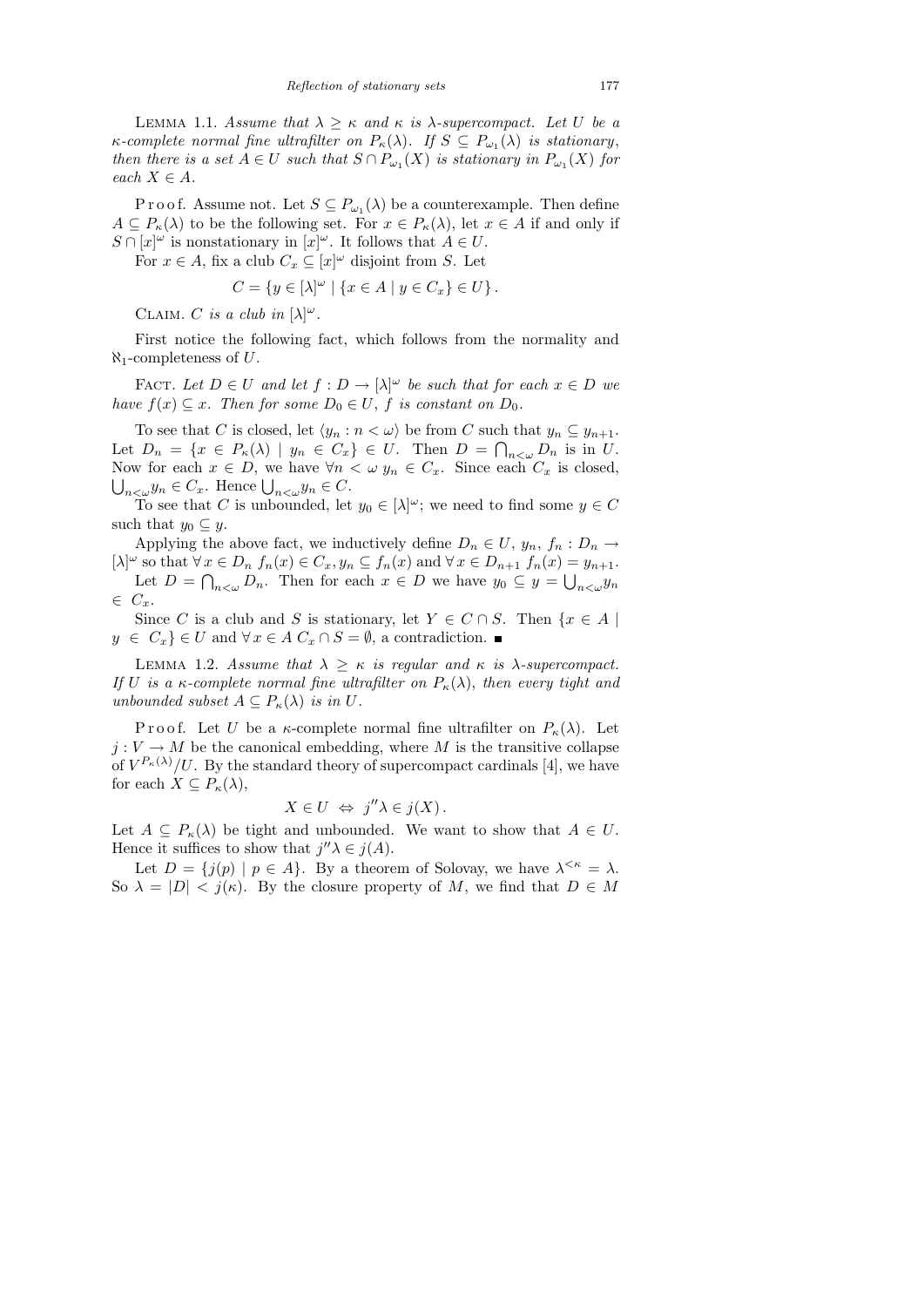LEMMA 1.1. *Assume that $\lambda \geq \kappa$ and $\kappa$ is $\lambda$-supercompact. Let $U$ be a $\kappa$-complete normal fine ultrafilter on $P_\kappa(\lambda)$. If $S \subseteq P_{\omega_1}(\lambda)$ is stationary, then there is a set $A \in U$ such that $S \cap P_{\omega_1}(X)$ is stationary in $P_{\omega_1}(X)$ for each $X \in A$.*

Proof. Assume not. Let $S \subseteq P_{\omega_1}(\lambda)$ be a counterexample. Then define $A \subseteq P_\kappa(\lambda)$ to be the following set. For $x \in P_\kappa(\lambda)$, let $x \in A$ if and only if $S \cap [x]^\omega$ is nonstationary in $[x]^\omega$. It follows that $A \in U$.

For $x \in A$, fix a club $C_x \subseteq [x]^\omega$ disjoint from $S$. Let

$$C = \{y \in [\lambda]^\omega \mid \{x \in A \mid y \in C_x\} \in U\}.$$

CLAIM. *$C$ is a club in $[\lambda]^\omega$.*

First notice the following fact, which follows from the normality and $\aleph_1$-completeness of $U$.

FACT. *Let $D \in U$ and let $f : D \to [\lambda]^\omega$ be such that for each $x \in D$ we have $f(x) \subseteq x$. Then for some $D_0 \in U$, $f$ is constant on $D_0$.*

To see that $C$ is closed, let $\langle y_n : n < \omega\rangle$ be from $C$ such that $y_n \subseteq y_{n+1}$. Let $D_n = \{x \in P_\kappa(\lambda) \mid y_n \in C_x\} \in U$. Then $D = \bigcap_{n<\omega} D_n$ is in $U$. Now for each $x \in D$, we have $\forall n < \omega\ y_n \in C_x$. Since each $C_x$ is closed, $\bigcup_{n<\omega} y_n \in C_x$. Hence $\bigcup_{n<\omega} y_n \in C$.

To see that $C$ is unbounded, let $y_0 \in [\lambda]^\omega$; we need to find some $y \in C$ such that $y_0 \subseteq y$.

Applying the above fact, we inductively define $D_n \in U$, $y_n$, $f_n : D_n \to [\lambda]^\omega$ so that $\forall x \in D_n\ f_n(x) \in C_x, y_n \subseteq f_n(x)$ and $\forall x \in D_{n+1}\ f_n(x) = y_{n+1}$.

Let $D = \bigcap_{n<\omega} D_n$. Then for each $x \in D$ we have $y_0 \subseteq y = \bigcup_{n<\omega} y_n \in C_x$.

Since $C$ is a club and $S$ is stationary, let $Y \in C \cap S$. Then $\{x \in A \mid y \in C_x\} \in U$ and $\forall x \in A\ C_x \cap S = \emptyset$, a contradiction. ∎

LEMMA 1.2. *Assume that $\lambda \geq \kappa$ is regular and $\kappa$ is $\lambda$-supercompact. If $U$ is a $\kappa$-complete normal fine ultrafilter on $P_\kappa(\lambda)$, then every tight and unbounded subset $A \subseteq P_\kappa(\lambda)$ is in $U$.*

Proof. Let $U$ be a $\kappa$-complete normal fine ultrafilter on $P_\kappa(\lambda)$. Let $j : V \to M$ be the canonical embedding, where $M$ is the transitive collapse of $V^{P_\kappa(\lambda)}/U$. By the standard theory of supercompact cardinals [4], we have for each $X \subseteq P_\kappa(\lambda)$,

$$X \in U \iff j''\lambda \in j(X).$$

Let $A \subseteq P_\kappa(\lambda)$ be tight and unbounded. We want to show that $A \in U$. Hence it suffices to show that $j''\lambda \in j(A)$.

Let $D = \{j(p) \mid p \in A\}$. By a theorem of Solovay, we have $\lambda^{<\kappa} = \lambda$. So $\lambda = |D| < j(\kappa)$. By the closure property of $M$, we find that $D \in M$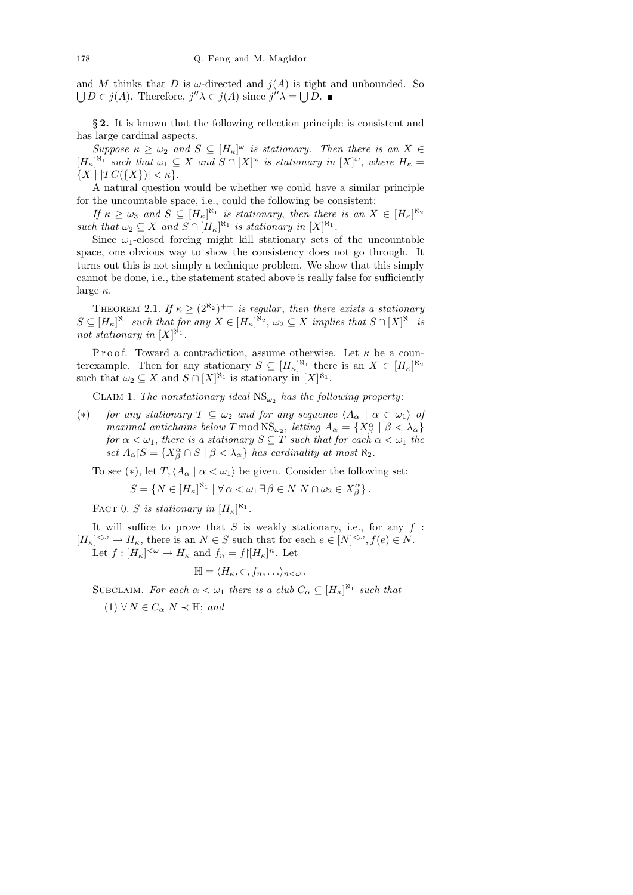and $M$ thinks that $D$ is $\omega$-directed and $j(A)$ is tight and unbounded. So $\bigcup D \in j(A)$. Therefore, $j''\lambda \in j(A)$ since $j''\lambda = \bigcup D$. ■

**§ 2.** It is known that the following reflection principle is consistent and has large cardinal aspects.

*Suppose $\kappa \geq \omega_2$ and $S \subseteq [H_\kappa]^\omega$ is stationary. Then there is an $X \in [H_\kappa]^{\aleph_1}$ such that $\omega_1 \subseteq X$ and $S \cap [X]^\omega$ is stationary in $[X]^\omega$, where $H_\kappa = \{X \mid |TC(\{X\})| < \kappa\}$.*

A natural question would be whether we could have a similar principle for the uncountable space, i.e., could the following be consistent:

*If $\kappa \geq \omega_3$ and $S \subseteq [H_\kappa]^{\aleph_1}$ is stationary, then there is an $X \in [H_\kappa]^{\aleph_2}$ such that $\omega_2 \subseteq X$ and $S \cap [H_\kappa]^{\aleph_1}$ is stationary in $[X]^{\aleph_1}$.*

Since $\omega_1$-closed forcing might kill stationary sets of the uncountable space, one obvious way to show the consistency does not go through. It turns out this is not simply a technique problem. We show that this simply cannot be done, i.e., the statement stated above is really false for sufficiently large $\kappa$.

THEOREM 2.1. *If $\kappa \geq (2^{\aleph_2})^{++}$ is regular, then there exists a stationary $S \subseteq [H_\kappa]^{\aleph_1}$ such that for any $X \in [H_\kappa]^{\aleph_2}$, $\omega_2 \subseteq X$ implies that $S \cap [X]^{\aleph_1}$ is not stationary in $[X]^{\aleph_1}$.*

Proof. Toward a contradiction, assume otherwise. Let $\kappa$ be a counterexample. Then for any stationary $S \subseteq [H_\kappa]^{\aleph_1}$ there is an $X \in [H_\kappa]^{\aleph_2}$ such that $\omega_2 \subseteq X$ and $S \cap [X]^{\aleph_1}$ is stationary in $[X]^{\aleph_1}$.

CLAIM 1. *The nonstationary ideal $\mathrm{NS}_{\omega_2}$ has the following property*:

($*$) *for any stationary $T \subseteq \omega_2$ and for any sequence $\langle A_\alpha \mid \alpha \in \omega_1\rangle$ of maximal antichains below $T \bmod \mathrm{NS}_{\omega_2}$, letting $A_\alpha = \{X^\alpha_\beta \mid \beta < \lambda_\alpha\}$ for $\alpha < \omega_1$, there is a stationary $S \subseteq T$ such that for each $\alpha < \omega_1$ the set $A_\alpha \restriction S = \{X^\alpha_\beta \cap S \mid \beta < \lambda_\alpha\}$ has cardinality at most $\aleph_2$.*

To see ($*$), let $T, \langle A_\alpha \mid \alpha < \omega_1\rangle$ be given. Consider the following set:

$$S = \{N \in [H_\kappa]^{\aleph_1} \mid \forall\, \alpha < \omega_1\, \exists\, \beta \in N\ N \cap \omega_2 \in X^\alpha_\beta\}.$$

FACT 0. *$S$ is stationary in $[H_\kappa]^{\aleph_1}$.*

It will suffice to prove that $S$ is weakly stationary, i.e., for any $f : [H_\kappa]^{<\omega} \to H_\kappa$, there is an $N \in S$ such that for each $e \in [N]^{<\omega}, f(e) \in N$.

Let $f : [H_\kappa]^{<\omega} \to H_\kappa$ and $f_n = f\restriction[H_\kappa]^n$. Let

$$\mathbb{H} = \langle H_\kappa, \in, f_n, \ldots\rangle_{n<\omega}.$$

SUBCLAIM. *For each $\alpha < \omega_1$ there is a club $C_\alpha \subseteq [H_\kappa]^{\aleph_1}$ such that*

(1) $\forall\, N \in C_\alpha\ N \prec \mathbb{H}$; *and*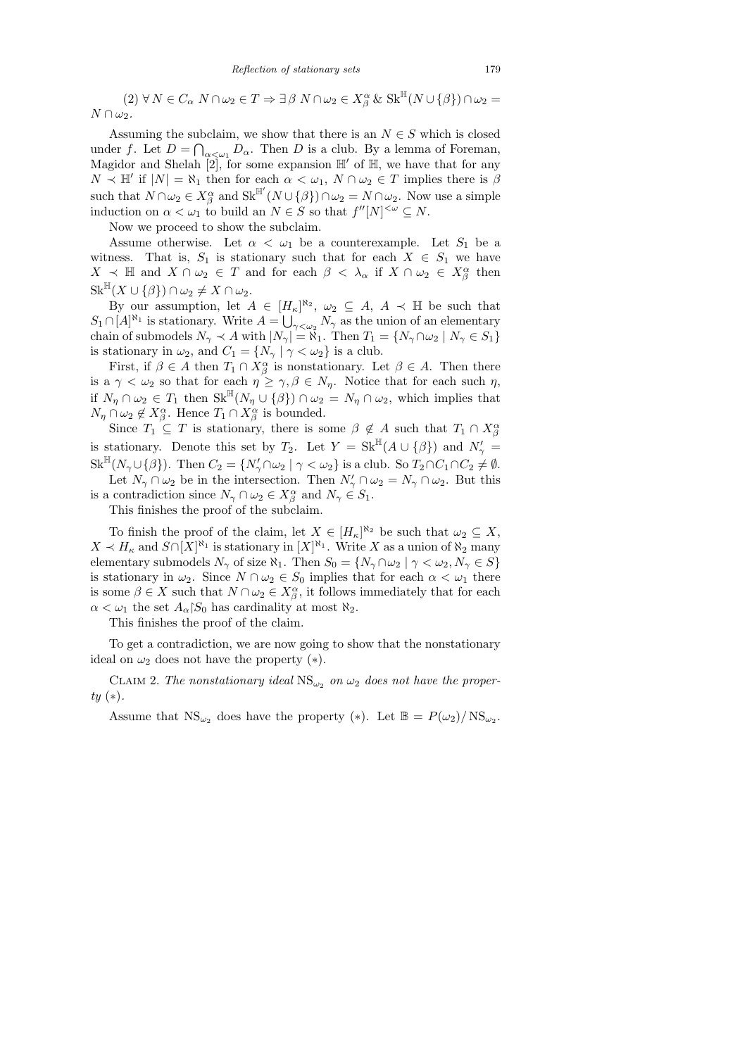(2) $\forall N \in C_\alpha \ N \cap \omega_2 \in T \Rightarrow \exists \beta \ N \cap \omega_2 \in X^\alpha_\beta \ \& \ \mathrm{Sk}^{\mathbb{H}}(N \cup \{\beta\}) \cap \omega_2 = N \cap \omega_2$.

Assuming the subclaim, we show that there is an $N \in S$ which is closed under $f$. Let $D = \bigcap_{\alpha<\omega_1} D_\alpha$. Then $D$ is a club. By a lemma of Foreman, Magidor and Shelah [2], for some expansion $\mathbb{H}'$ of $\mathbb{H}$, we have that for any $N \prec \mathbb{H}'$ if $|N| = \aleph_1$ then for each $\alpha < \omega_1$, $N \cap \omega_2 \in T$ implies there is $\beta$ such that $N \cap \omega_2 \in X^\alpha_\beta$ and $\mathrm{Sk}^{\mathbb{H}'}(N \cup \{\beta\}) \cap \omega_2 = N \cap \omega_2$. Now use a simple induction on $\alpha < \omega_1$ to build an $N \in S$ so that $f''[N]^{<\omega} \subseteq N$.

Now we proceed to show the subclaim.

Assume otherwise. Let $\alpha < \omega_1$ be a counterexample. Let $S_1$ be a witness. That is, $S_1$ is stationary such that for each $X \in S_1$ we have $X \prec \mathbb{H}$ and $X \cap \omega_2 \in T$ and for each $\beta < \lambda_\alpha$ if $X \cap \omega_2 \in X^\alpha_\beta$ then $\mathrm{Sk}^{\mathbb{H}}(X \cup \{\beta\}) \cap \omega_2 \neq X \cap \omega_2$.

By our assumption, let $A \in [H_\kappa]^{\aleph_2}$, $\omega_2 \subseteq A$, $A \prec \mathbb{H}$ be such that $S_1 \cap [A]^{\aleph_1}$ is stationary. Write $A = \bigcup_{\gamma<\omega_2} N_\gamma$ as the union of an elementary chain of submodels $N_\gamma \prec A$ with $|N_\gamma| = \aleph_1$. Then $T_1 = \{N_\gamma \cap \omega_2 \mid N_\gamma \in S_1\}$ is stationary in $\omega_2$, and $C_1 = \{N_\gamma \mid \gamma < \omega_2\}$ is a club.

First, if $\beta \in A$ then $T_1 \cap X^\alpha_\beta$ is nonstationary. Let $\beta \in A$. Then there is a $\gamma < \omega_2$ so that for each $\eta \geq \gamma, \beta \in N_\eta$. Notice that for each such $\eta$, if $N_\eta \cap \omega_2 \in T_1$ then $\mathrm{Sk}^{\mathbb{H}}(N_\eta \cup \{\beta\}) \cap \omega_2 = N_\eta \cap \omega_2$, which implies that $N_\eta \cap \omega_2 \notin X^\alpha_\beta$. Hence $T_1 \cap X^\alpha_\beta$ is bounded.

Since $T_1 \subseteq T$ is stationary, there is some $\beta \notin A$ such that $T_1 \cap X^\alpha_\beta$ is stationary. Denote this set by $T_2$. Let $Y = \mathrm{Sk}^{\mathbb{H}}(A \cup \{\beta\})$ and $N'_\gamma = \mathrm{Sk}^{\mathbb{H}}(N_\gamma \cup \{\beta\})$. Then $C_2 = \{N'_\gamma \cap \omega_2 \mid \gamma < \omega_2\}$ is a club. So $T_2 \cap C_1 \cap C_2 \neq \emptyset$.

Let $N_\gamma \cap \omega_2$ be in the intersection. Then $N'_\gamma \cap \omega_2 = N_\gamma \cap \omega_2$. But this is a contradiction since $N_\gamma \cap \omega_2 \in X^\alpha_\beta$ and $N_\gamma \in S_1$.

This finishes the proof of the subclaim.

To finish the proof of the claim, let $X \in [H_\kappa]^{\aleph_2}$ be such that $\omega_2 \subseteq X$, $X \prec H_\kappa$ and $S \cap [X]^{\aleph_1}$ is stationary in $[X]^{\aleph_1}$. Write $X$ as a union of $\aleph_2$ many elementary submodels $N_\gamma$ of size $\aleph_1$. Then $S_0 = \{N_\gamma \cap \omega_2 \mid \gamma < \omega_2, N_\gamma \in S\}$ is stationary in $\omega_2$. Since $N \cap \omega_2 \in S_0$ implies that for each $\alpha < \omega_1$ there is some $\beta \in X$ such that $N \cap \omega_2 \in X^\alpha_\beta$, it follows immediately that for each $\alpha < \omega_1$ the set $A_\alpha \restriction S_0$ has cardinality at most $\aleph_2$.

This finishes the proof of the claim.

To get a contradiction, we are now going to show that the nonstationary ideal on $\omega_2$ does not have the property $(*)$.

Claim 2. *The nonstationary ideal* $\mathrm{NS}_{\omega_2}$ *on* $\omega_2$ *does not have the property* $(*)$.

Assume that $\mathrm{NS}_{\omega_2}$ does have the property $(*)$. Let $\mathbb{B} = P(\omega_2)/\mathrm{NS}_{\omega_2}$.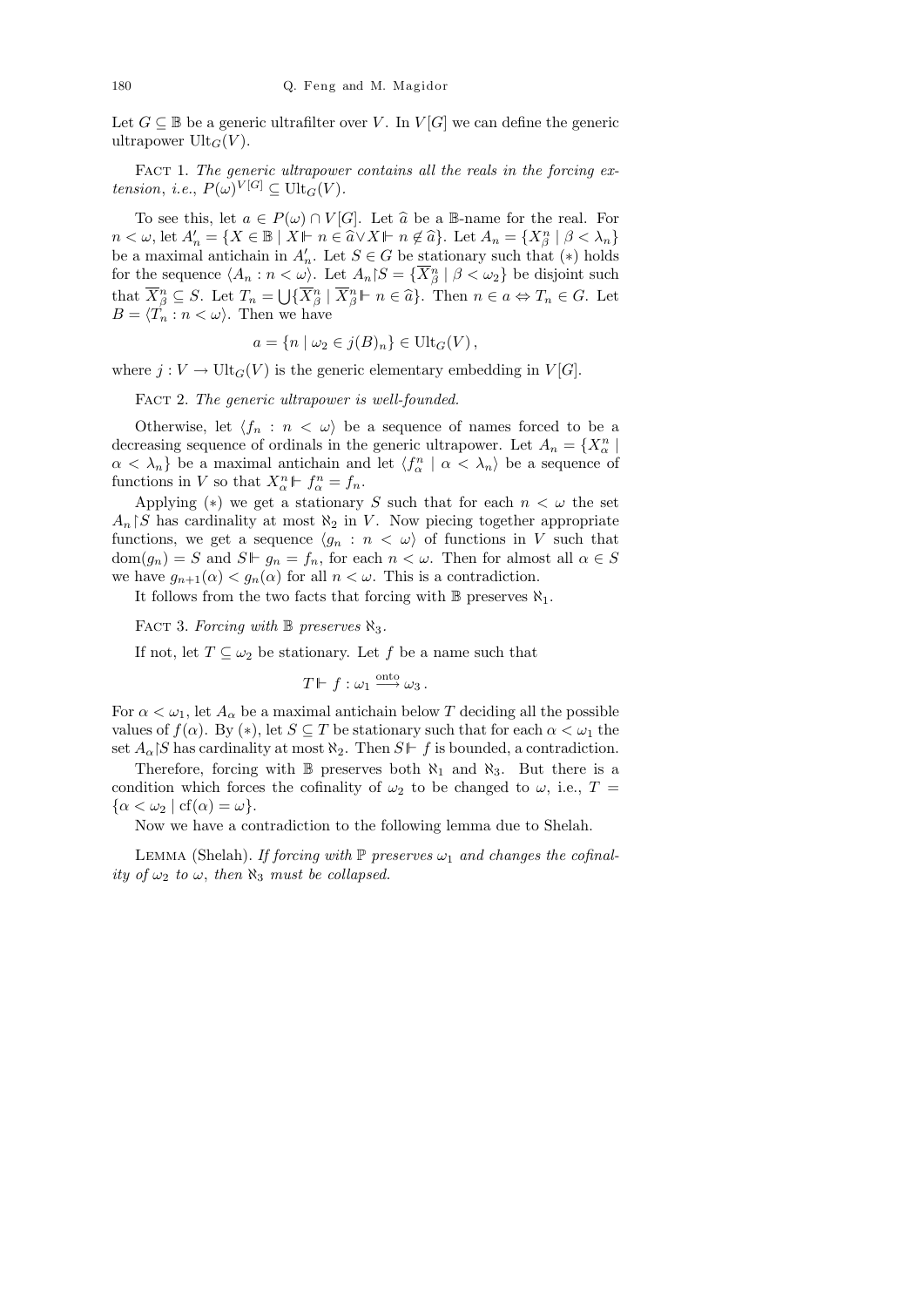Let $G \subseteq \mathbb{B}$ be a generic ultrafilter over $V$. In $V[G]$ we can define the generic ultrapower $\mathrm{Ult}_G(V)$.

Fact 1. *The generic ultrapower contains all the reals in the forcing extension, i.e., $P(\omega)^{V[G]} \subseteq \mathrm{Ult}_G(V)$.*

To see this, let $a \in P(\omega) \cap V[G]$. Let $\widehat{a}$ be a $\mathbb{B}$-name for the real. For $n < \omega$, let $A'_n = \{X \in \mathbb{B} \mid X \Vdash n \in \widehat{a} \vee X \Vdash n \notin \widehat{a}\}$. Let $A_n = \{X^n_\beta \mid \beta < \lambda_n\}$ be a maximal antichain in $A'_n$. Let $S \in G$ be stationary such that $(*)$ holds for the sequence $\langle A_n : n < \omega\rangle$. Let $A_n \restriction S = \{\overline{X}^n_\beta \mid \beta < \omega_2\}$ be disjoint such that $\overline{X}^n_\beta \subseteq S$. Let $T_n = \bigcup\{\overline{X}^n_\beta \mid \overline{X}^n_\beta \Vdash n \in \widehat{a}\}$. Then $n \in a \Leftrightarrow T_n \in G$. Let $B = \langle T_n : n < \omega\rangle$. Then we have

$$a = \{n \mid \omega_2 \in j(B)_n\} \in \mathrm{Ult}_G(V)\,,$$

where $j : V \to \mathrm{Ult}_G(V)$ is the generic elementary embedding in $V[G]$.

Fact 2. *The generic ultrapower is well-founded.*

Otherwise, let $\langle f_n : n < \omega\rangle$ be a sequence of names forced to be a decreasing sequence of ordinals in the generic ultrapower. Let $A_n = \{X^n_\alpha \mid \alpha < \lambda_n\}$ be a maximal antichain and let $\langle f^n_\alpha \mid \alpha < \lambda_n\rangle$ be a sequence of functions in $V$ so that $X^n_\alpha \Vdash f^n_\alpha = f_n$.

Applying $(*)$ we get a stationary $S$ such that for each $n < \omega$ the set $A_n \restriction S$ has cardinality at most $\aleph_2$ in $V$. Now piecing together appropriate functions, we get a sequence $\langle g_n : n < \omega\rangle$ of functions in $V$ such that $\mathrm{dom}(g_n) = S$ and $S \Vdash g_n = f_n$, for each $n < \omega$. Then for almost all $\alpha \in S$ we have $g_{n+1}(\alpha) < g_n(\alpha)$ for all $n < \omega$. This is a contradiction.

It follows from the two facts that forcing with $\mathbb{B}$ preserves $\aleph_1$.

Fact 3. *Forcing with $\mathbb{B}$ preserves $\aleph_3$.*

If not, let $T \subseteq \omega_2$ be stationary. Let $f$ be a name such that

$$T \Vdash f : \omega_1 \xrightarrow{\text{onto}} \omega_3\,.$$

For $\alpha < \omega_1$, let $A_\alpha$ be a maximal antichain below $T$ deciding all the possible values of $f(\alpha)$. By $(*)$, let $S \subseteq T$ be stationary such that for each $\alpha < \omega_1$ the set $A_\alpha \restriction S$ has cardinality at most $\aleph_2$. Then $S \Vdash f$ is bounded, a contradiction.

Therefore, forcing with $\mathbb{B}$ preserves both $\aleph_1$ and $\aleph_3$. But there is a condition which forces the cofinality of $\omega_2$ to be changed to $\omega$, i.e., $T = \{\alpha < \omega_2 \mid \mathrm{cf}(\alpha) = \omega\}$.

Now we have a contradiction to the following lemma due to Shelah.

Lemma (Shelah). *If forcing with $\mathbb{P}$ preserves $\omega_1$ and changes the cofinality of $\omega_2$ to $\omega$, then $\aleph_3$ must be collapsed.*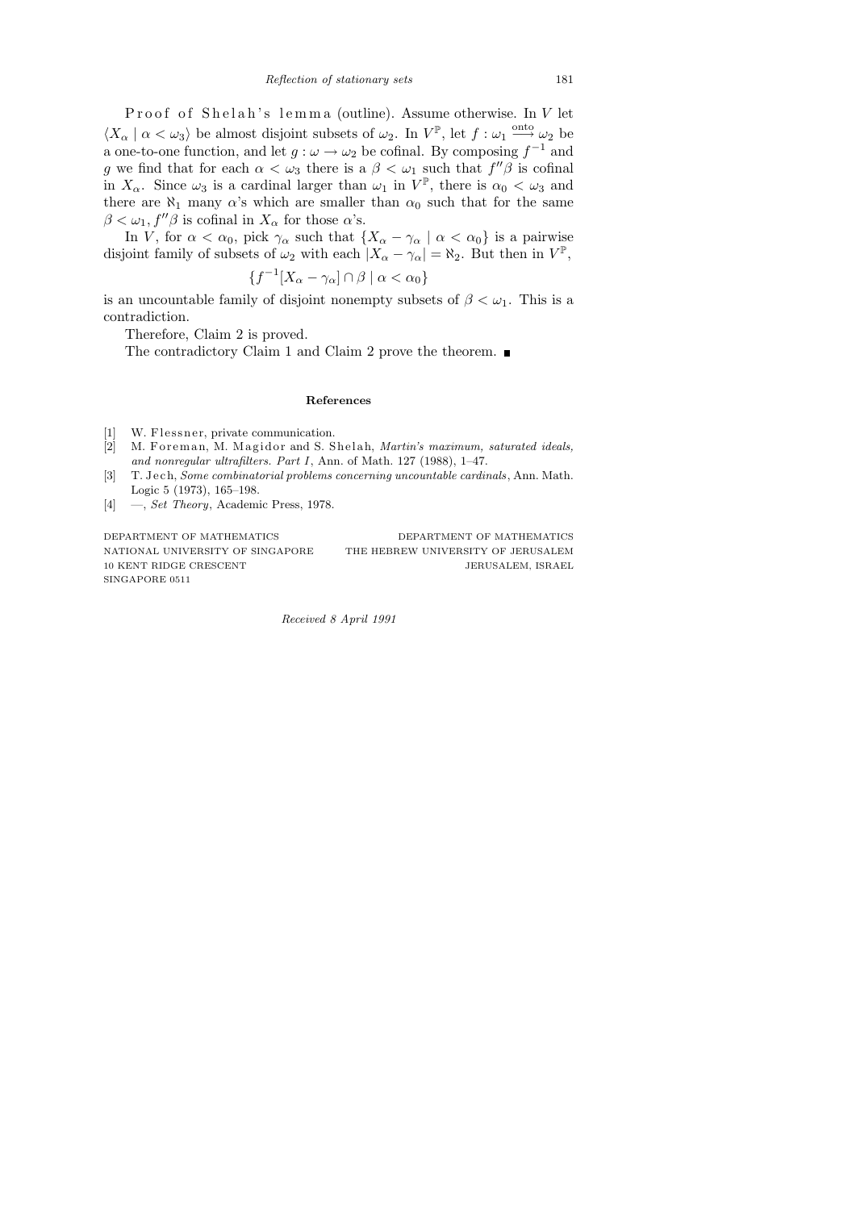Proof of Shelah's lemma (outline). Assume otherwise. In $V$ let $\langle X_\alpha \mid \alpha < \omega_3 \rangle$ be almost disjoint subsets of $\omega_2$. In $V^{\mathbb{P}}$, let $f : \omega_1 \xrightarrow{\text{onto}} \omega_2$ be a one-to-one function, and let $g : \omega \to \omega_2$ be cofinal. By composing $f^{-1}$ and $g$ we find that for each $\alpha < \omega_3$ there is a $\beta < \omega_1$ such that $f''\beta$ is cofinal in $X_\alpha$. Since $\omega_3$ is a cardinal larger than $\omega_1$ in $V^{\mathbb{P}}$, there is $\alpha_0 < \omega_3$ and there are $\aleph_1$ many $\alpha$'s which are smaller than $\alpha_0$ such that for the same $\beta < \omega_1$, $f''\beta$ is cofinal in $X_\alpha$ for those $\alpha$'s.

In $V$, for $\alpha < \alpha_0$, pick $\gamma_\alpha$ such that $\{X_\alpha - \gamma_\alpha \mid \alpha < \alpha_0\}$ is a pairwise disjoint family of subsets of $\omega_2$ with each $|X_\alpha - \gamma_\alpha| = \aleph_2$. But then in $V^{\mathbb{P}}$,

$$\{f^{-1}[X_\alpha - \gamma_\alpha] \cap \beta \mid \alpha < \alpha_0\}$$

is an uncountable family of disjoint nonempty subsets of $\beta < \omega_1$. This is a contradiction.

Therefore, Claim 2 is proved.

The contradictory Claim 1 and Claim 2 prove the theorem. ∎

## References

[1] W. Flessner, private communication.

[2] M. Foreman, M. Magidor and S. Shelah, *Martin's maximum, saturated ideals, and nonregular ultrafilters. Part I*, Ann. of Math. 127 (1988), 1–47.

[3] T. Jech, *Some combinatorial problems concerning uncountable cardinals*, Ann. Math. Logic 5 (1973), 165–198.

[4] —, *Set Theory*, Academic Press, 1978.

DEPARTMENT OF MATHEMATICS
NATIONAL UNIVERSITY OF SINGAPORE
10 KENT RIDGE CRESCENT
SINGAPORE 0511

DEPARTMENT OF MATHEMATICS
THE HEBREW UNIVERSITY OF JERUSALEM
JERUSALEM, ISRAEL

*Received 8 April 1991*